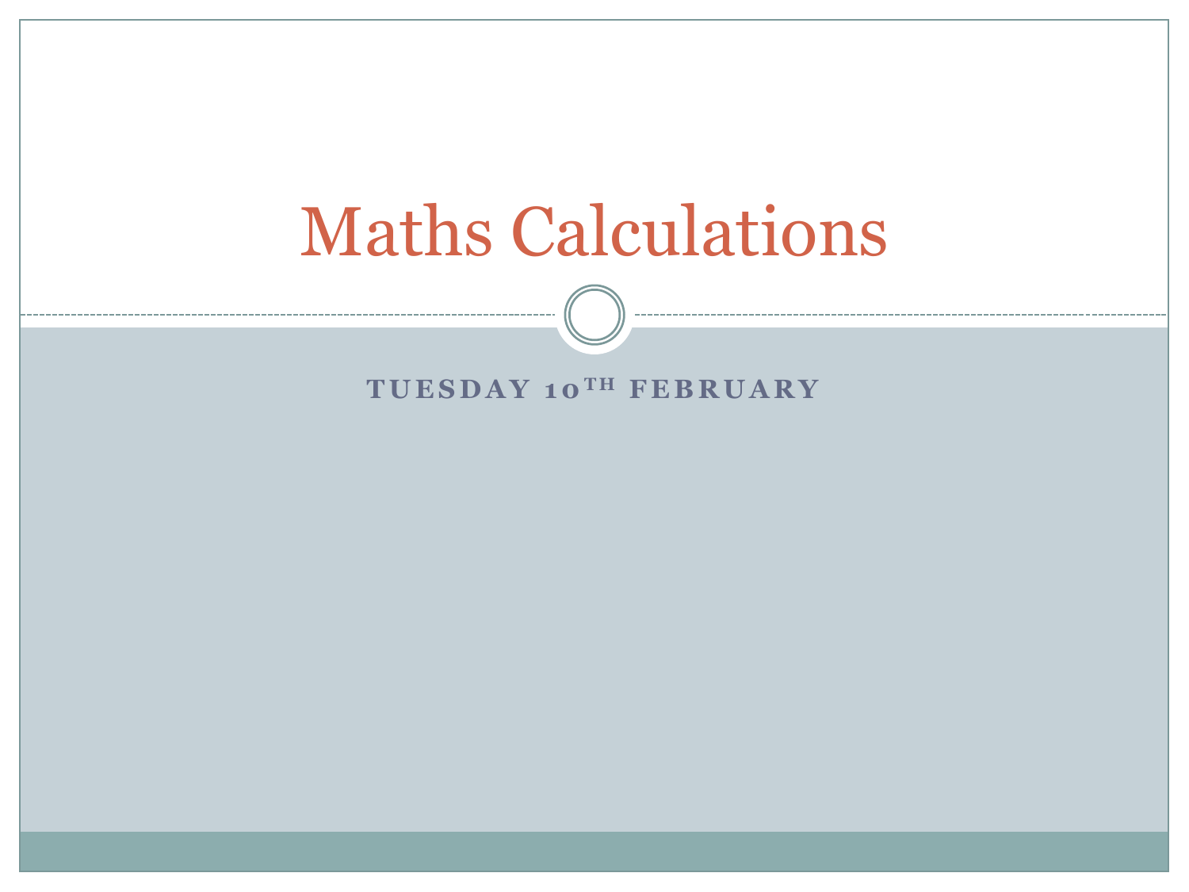# Maths Calculations

**TUESDAY 10TH FEBRUARY**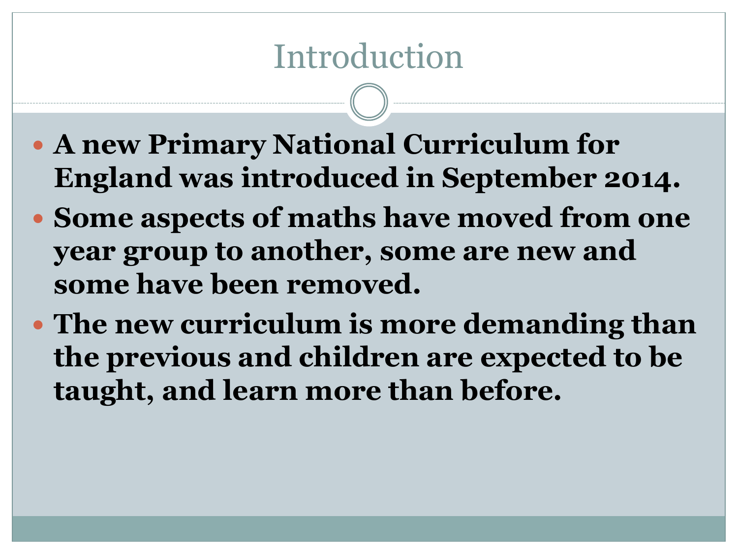# Introduction

- **A new Primary National Curriculum for England was introduced in September 2014.**
- **Some aspects of maths have moved from one year group to another, some are new and some have been removed.**
- **The new curriculum is more demanding than the previous and children are expected to be taught, and learn more than before.**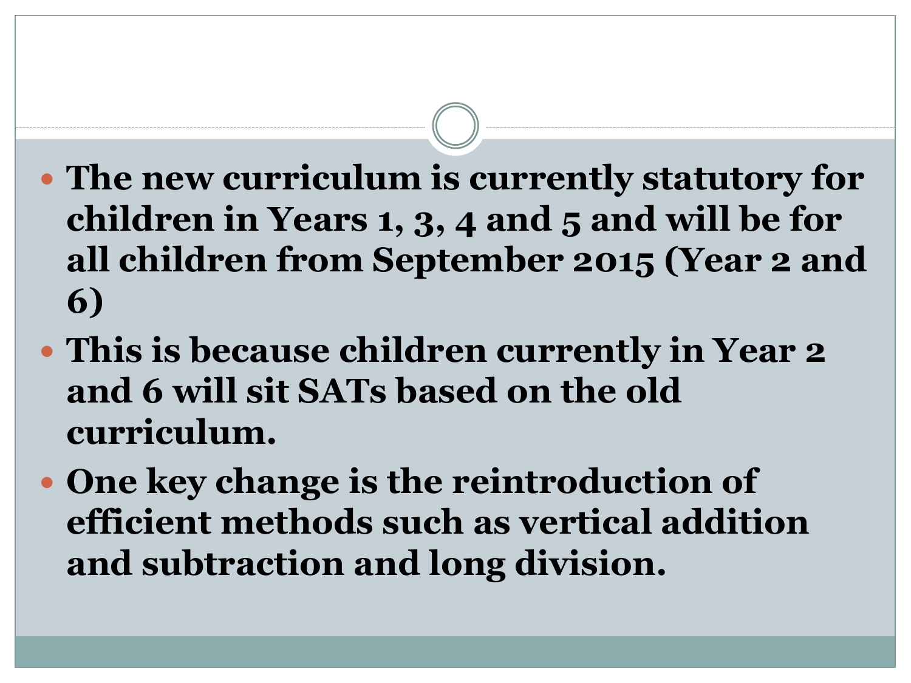- **The new curriculum is currently statutory for children in Years 1, 3, 4 and 5 and will be for all children from September 2015 (Year 2 and 6)**
- **This is because children currently in Year 2 and 6 will sit SATs based on the old curriculum.**
- **One key change is the reintroduction of efficient methods such as vertical addition and subtraction and long division.**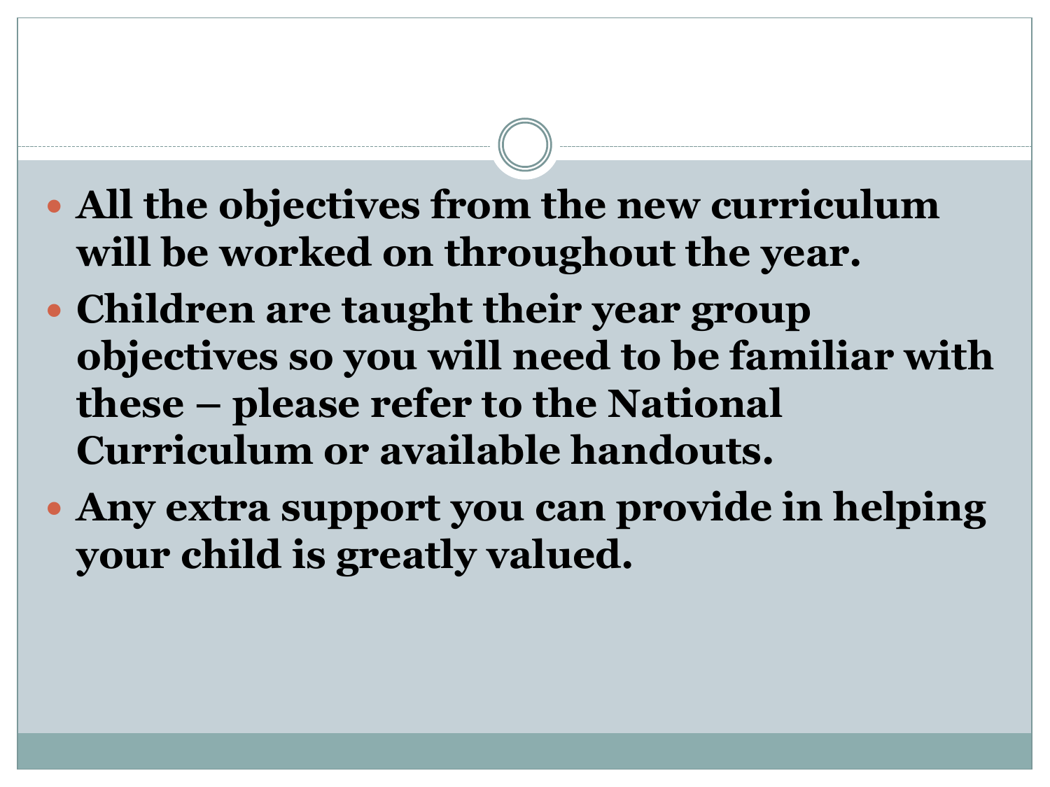- **All the objectives from the new curriculum will be worked on throughout the year.**
- **Children are taught their year group objectives so you will need to be familiar with these – please refer to the National Curriculum or available handouts.**
- **Any extra support you can provide in helping your child is greatly valued.**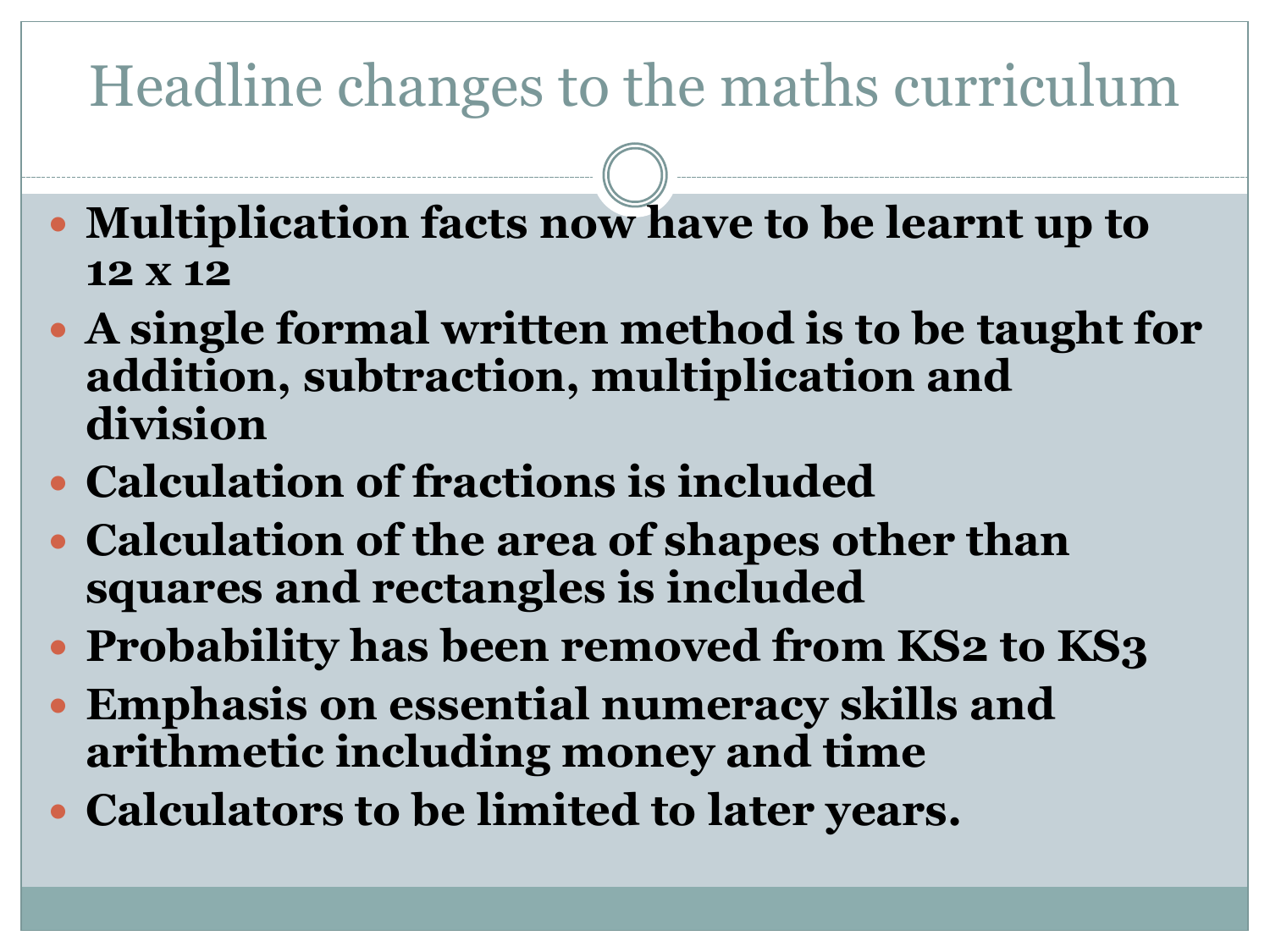# Headline changes to the maths curriculum

- **Multiplication facts now have to be learnt up to 12 x 12**
- **A single formal written method is to be taught for addition, subtraction, multiplication and division**
- **Calculation of fractions is included**
- **Calculation of the area of shapes other than squares and rectangles is included**
- **Probability has been removed from KS2 to KS3**
- **Emphasis on essential numeracy skills and arithmetic including money and time**
- **Calculators to be limited to later years.**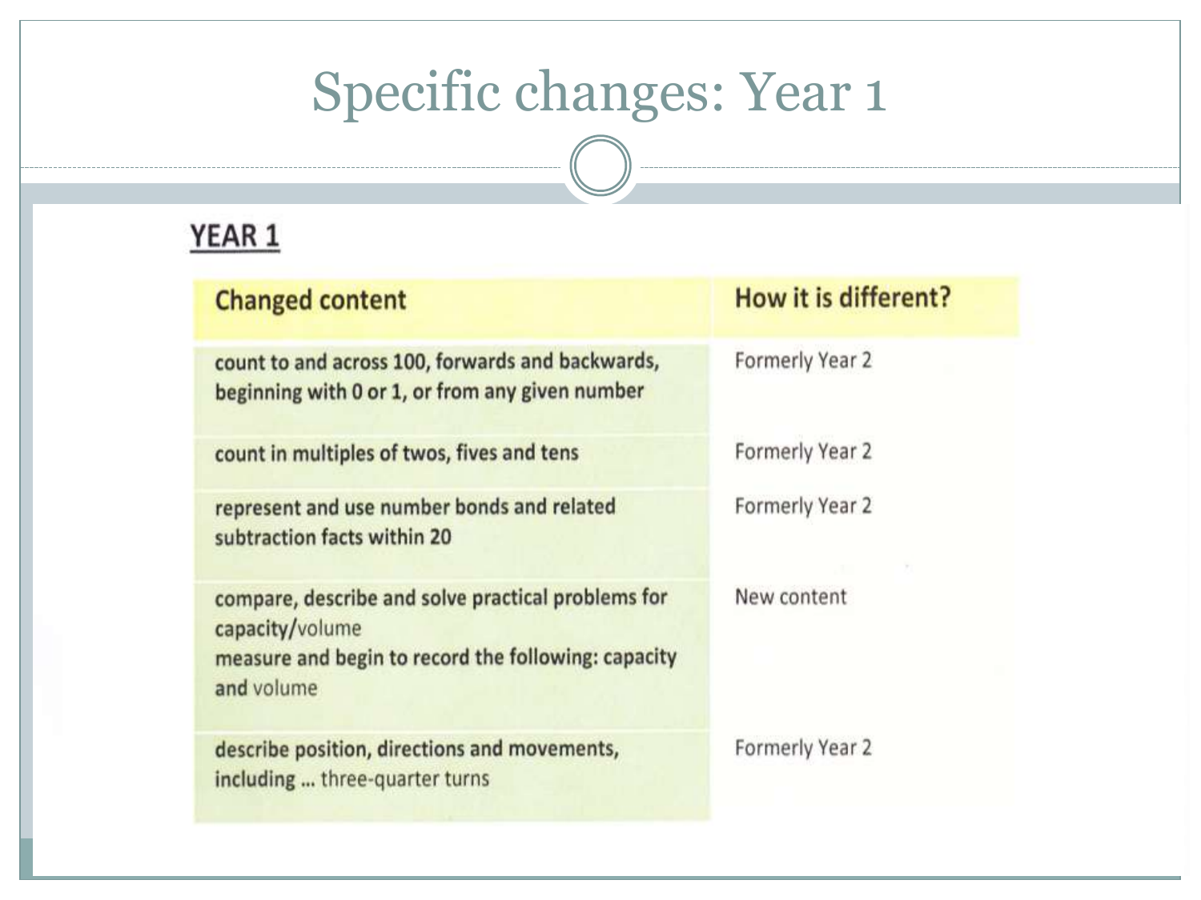# Specific changes: Year 1

## YEAR 1

| Changed content | How it is different? |
| --- | --- |
| count to and across 100, forwards and backwards, beginning with 0 or 1, or from any given number | Formerly Year 2 |
| count in multiples of twos, fives and tens | Formerly Year 2 |
| represent and use number bonds and related subtraction facts within 20 | Formerly Year 2 |
| compare, describe and solve practical problems for capacity/volume<br>measure and begin to record the following: capacity and volume | New content |
| describe position, directions and movements, including ... three-quarter turns | Formerly Year 2 |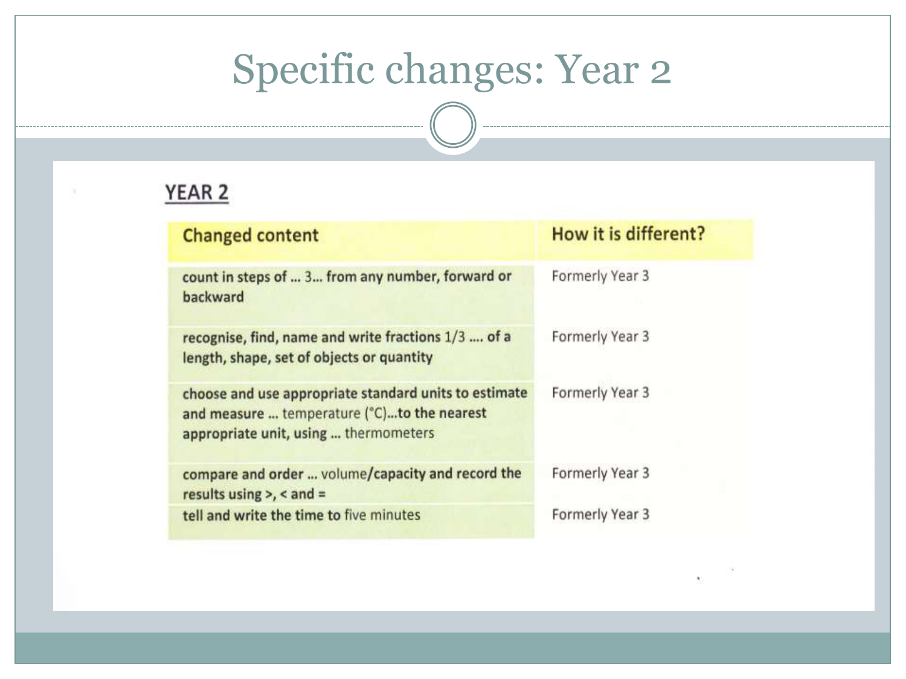# Specific changes: Year 2

## YEAR 2

| Changed content | How it is different? |
| --- | --- |
| count in steps of … 3… from any number, forward or backward | Formerly Year 3 |
| recognise, find, name and write fractions 1/3 …. of a length, shape, set of objects or quantity | Formerly Year 3 |
| choose and use appropriate standard units to estimate and measure … temperature (°C)…to the nearest appropriate unit, using … thermometers | Formerly Year 3 |
| compare and order … volume/capacity and record the results using >, < and = | Formerly Year 3 |
| tell and write the time to five minutes | Formerly Year 3 |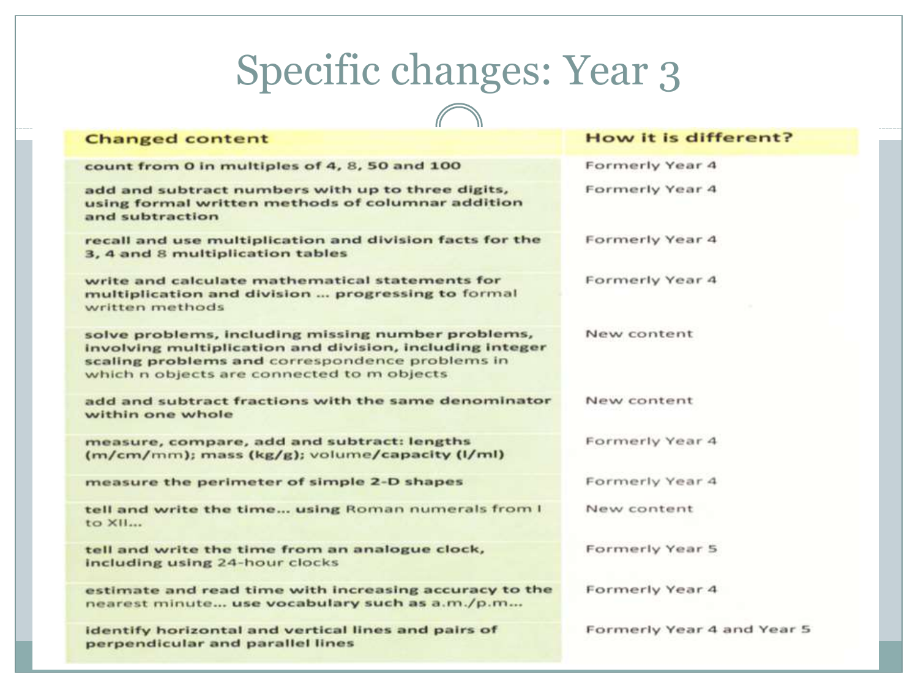# Specific changes: Year 3

| Changed content | How it is different? |
| --- | --- |
| count from 0 in multiples of 4, 8, 50 and 100 | Formerly Year 4 |
| add and subtract numbers with up to three digits, using formal written methods of columnar addition and subtraction | Formerly Year 4 |
| recall and use multiplication and division facts for the 3, 4 and 8 multiplication tables | Formerly Year 4 |
| write and calculate mathematical statements for multiplication and division … progressing to formal written methods | Formerly Year 4 |
| solve problems, including missing number problems, involving multiplication and division, including integer scaling problems and correspondence problems in which n objects are connected to m objects | New content |
| add and subtract fractions with the same denominator within one whole | New content |
| measure, compare, add and subtract: lengths (m/cm/mm); mass (kg/g); volume/capacity (l/ml) | Formerly Year 4 |
| measure the perimeter of simple 2-D shapes | Formerly Year 4 |
| tell and write the time… using Roman numerals from I to XII… | New content |
| tell and write the time from an analogue clock, including using 24-hour clocks | Formerly Year 5 |
| estimate and read time with increasing accuracy to the nearest minute… use vocabulary such as a.m./p.m… | Formerly Year 4 |
| identify horizontal and vertical lines and pairs of perpendicular and parallel lines | Formerly Year 4 and Year 5 |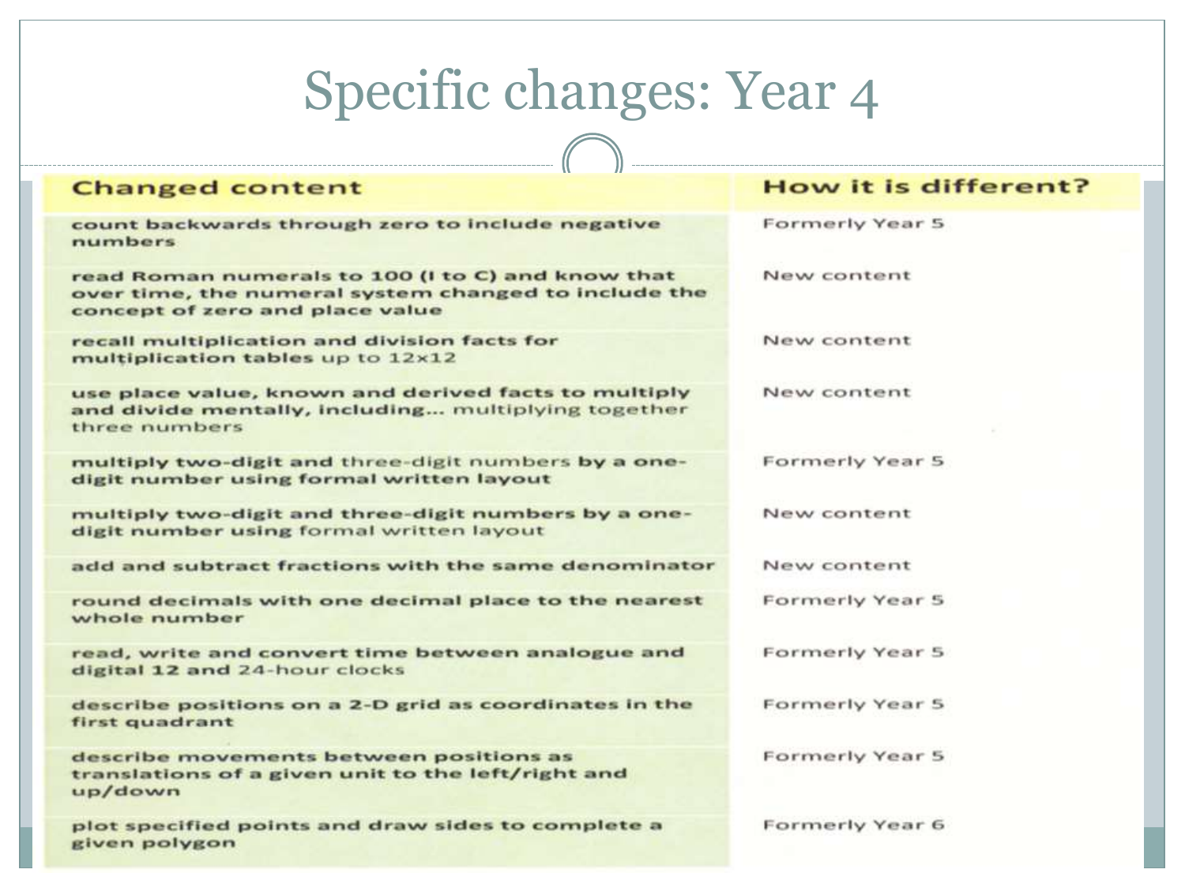# Specific changes: Year 4

| Changed content | How it is different? |
| --- | --- |
| count backwards through zero to include negative numbers | Formerly Year 5 |
| read Roman numerals to 100 (I to C) and know that over time, the numeral system changed to include the concept of zero and place value | New content |
| recall multiplication and division facts for multiplication tables up to 12x12 | New content |
| use place value, known and derived facts to multiply and divide mentally, including… multiplying together three numbers | New content |
| multiply two-digit and three-digit numbers by a one-digit number using formal written layout | Formerly Year 5 |
| multiply two-digit and three-digit numbers by a one-digit number using formal written layout | New content |
| add and subtract fractions with the same denominator | New content |
| round decimals with one decimal place to the nearest whole number | Formerly Year 5 |
| read, write and convert time between analogue and digital 12 and 24-hour clocks | Formerly Year 5 |
| describe positions on a 2-D grid as coordinates in the first quadrant | Formerly Year 5 |
| describe movements between positions as translations of a given unit to the left/right and up/down | Formerly Year 5 |
| plot specified points and draw sides to complete a given polygon | Formerly Year 6 |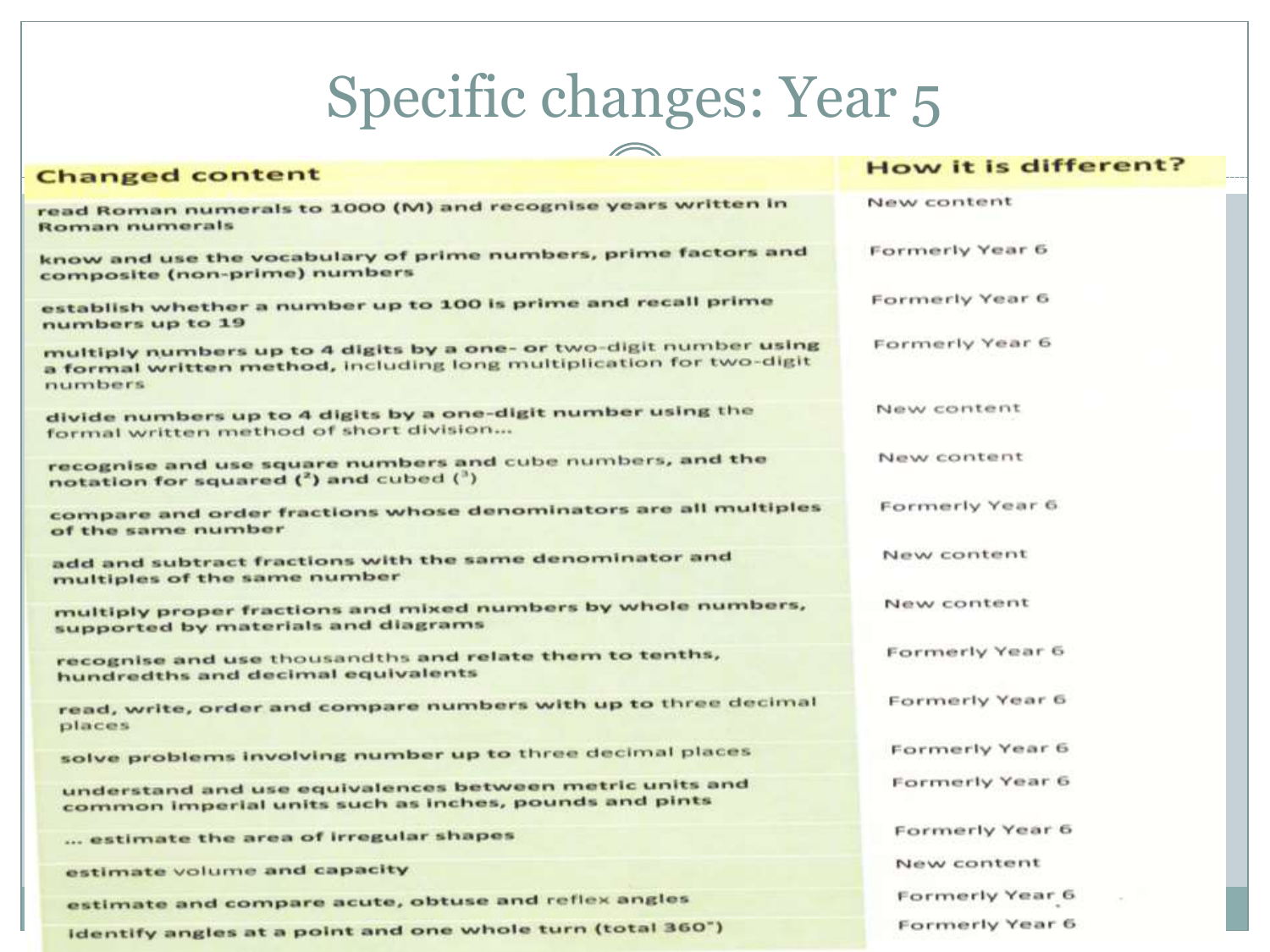# Specific changes: Year 5

| Changed content | How it is different? |
| --- | --- |
| read Roman numerals to 1000 (M) and recognise years written in Roman numerals | New content |
| know and use the vocabulary of prime numbers, prime factors and composite (non-prime) numbers | Formerly Year 6 |
| establish whether a number up to 100 is prime and recall prime numbers up to 19 | Formerly Year 6 |
| multiply numbers up to 4 digits by a one- or two-digit number using a formal written method, including long multiplication for two-digit numbers | Formerly Year 6 |
| divide numbers up to 4 digits by a one-digit number using the formal written method of short division... | New content |
| recognise and use square numbers and cube numbers, and the notation for squared ($^2$) and cubed ($^3$) | New content |
| compare and order fractions whose denominators are all multiples of the same number | Formerly Year 6 |
| add and subtract fractions with the same denominator and multiples of the same number | New content |
| multiply proper fractions and mixed numbers by whole numbers, supported by materials and diagrams | New content |
| recognise and use thousandths and relate them to tenths, hundredths and decimal equivalents | Formerly Year 6 |
| read, write, order and compare numbers with up to three decimal places | Formerly Year 6 |
| solve problems involving number up to three decimal places | Formerly Year 6 |
| understand and use equivalences between metric units and common imperial units such as inches, pounds and pints | Formerly Year 6 |
| ... estimate the area of irregular shapes | Formerly Year 6 |
| estimate volume and capacity | New content |
| estimate and compare acute, obtuse and reflex angles | Formerly Year 6 |
| identify angles at a point and one whole turn (total 360°) | Formerly Year 6 |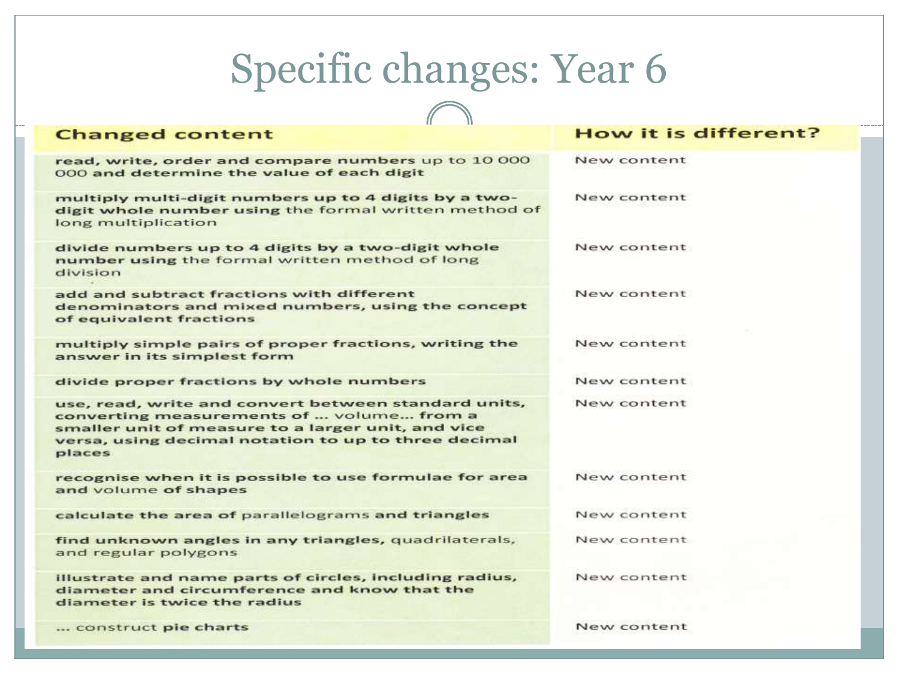# Specific changes: Year 6

| Changed content | How it is different? |
| --- | --- |
| **read, write, order and compare numbers** up to 10 000 000 **and determine the value of each digit** | New content |
| **multiply multi-digit numbers up to 4 digits by a two-digit whole number using** the formal written method of long multiplication | New content |
| **divide numbers up to 4 digits by a two-digit whole number using** the formal written method of long division | New content |
| **add and subtract fractions with different denominators and mixed numbers, using the concept of equivalent fractions** | New content |
| **multiply simple pairs of proper fractions, writing the answer in its simplest form** | New content |
| **divide proper fractions by whole numbers** | New content |
| **use, read, write and convert between standard units, converting measurements of … volume… from a smaller unit of measure to a larger unit, and vice versa, using decimal notation to up to three decimal places** | New content |
| **recognise when it is possible to use formulae for area** and volume **of shapes** | New content |
| **calculate the area of** parallelograms **and triangles** | New content |
| **find unknown angles in any triangles,** quadrilaterals, and regular polygons | New content |
| **illustrate and name parts of circles, including radius, diameter and circumference and know that the diameter is twice the radius** | New content |
| … construct **pie charts** | New content |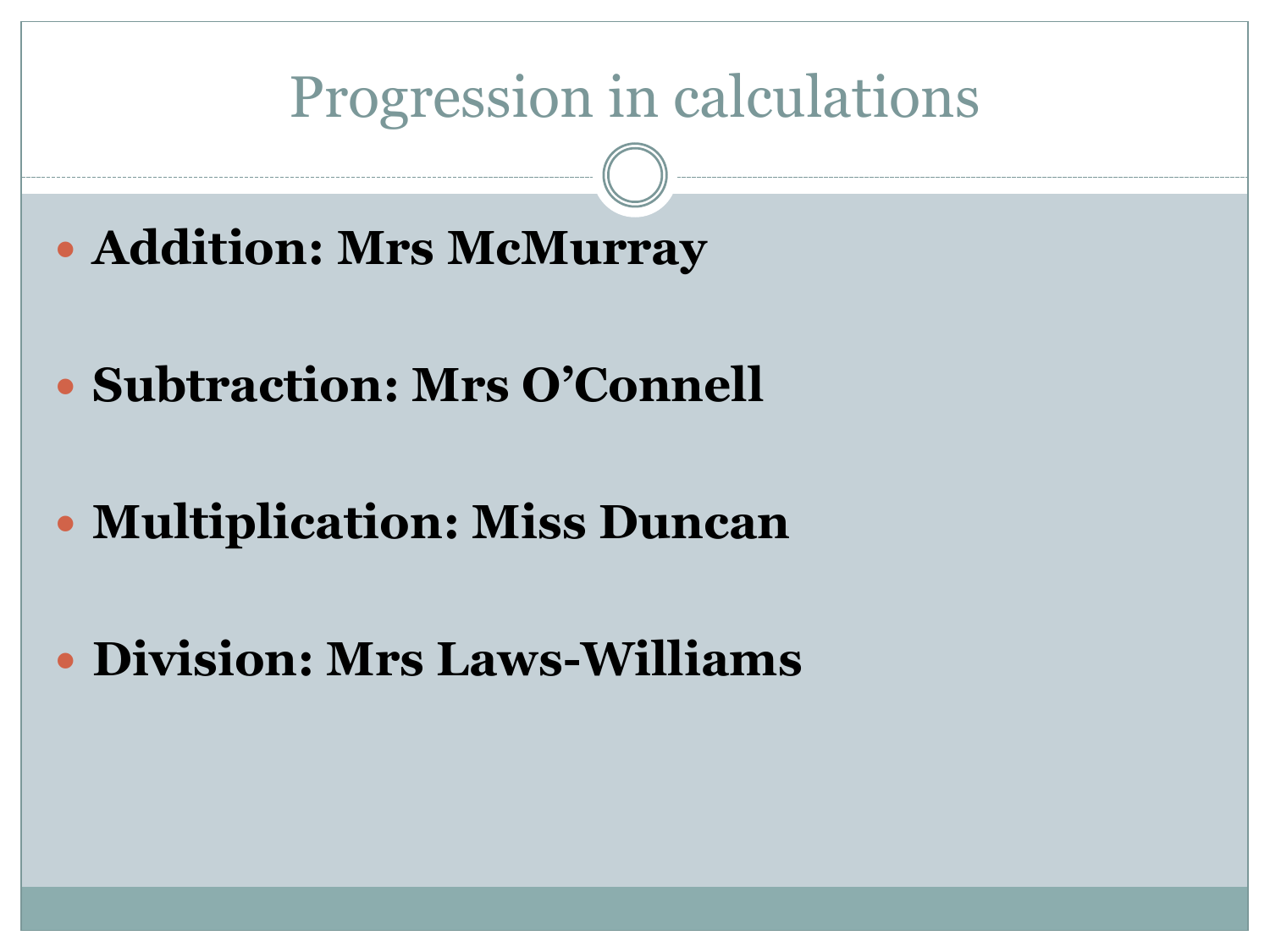# Progression in calculations

- **Addition: Mrs McMurray**
- **Subtraction: Mrs O'Connell**
- **Multiplication: Miss Duncan**
- **Division: Mrs Laws-Williams**